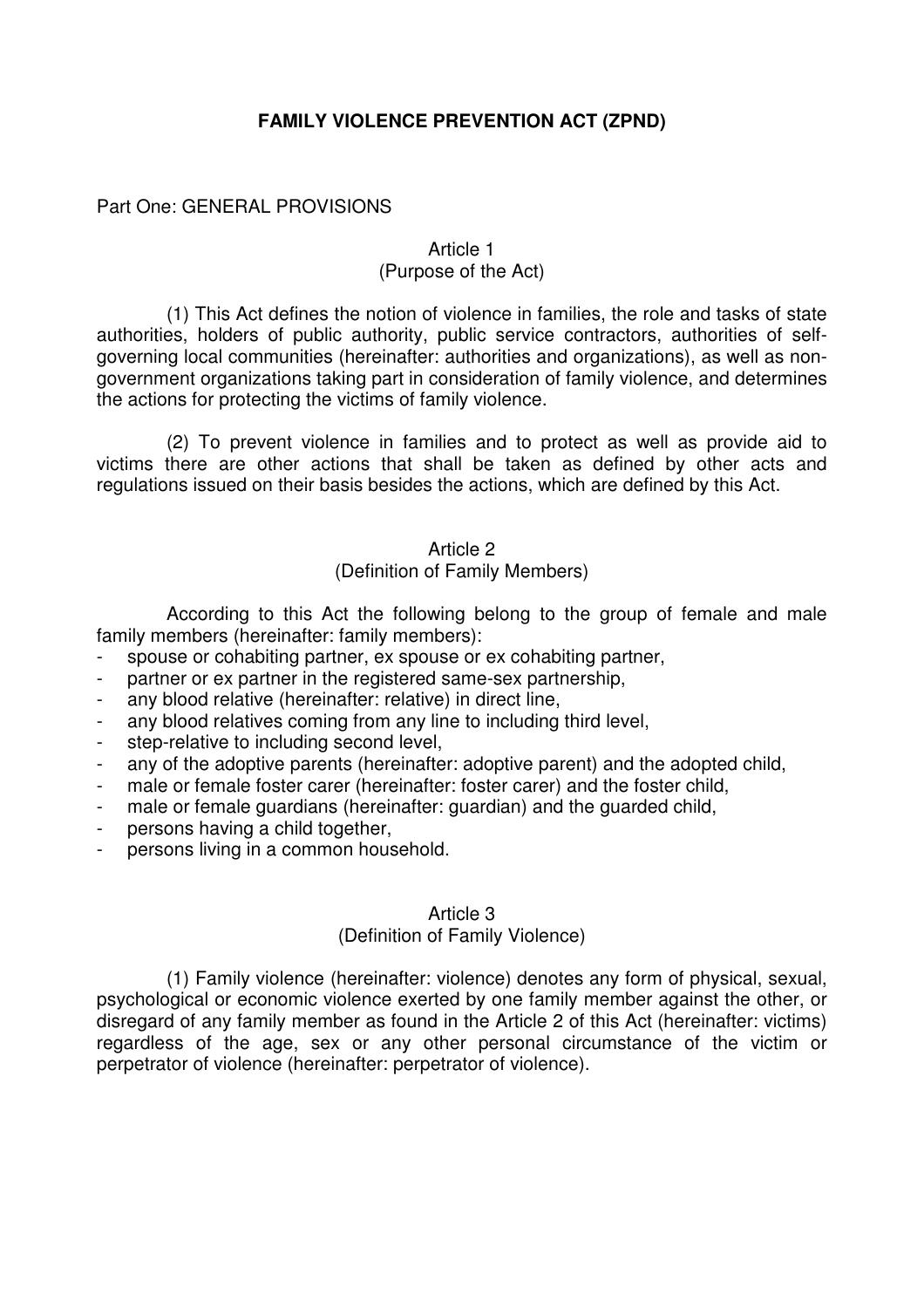# FAMILY VIOLENCE PREVENTION ACT (ZPND)

## Part One: GENERAL PROVISIONS

### Article 1
(Purpose of the Act)

(1) This Act defines the notion of violence in families, the role and tasks of state authorities, holders of public authority, public service contractors, authorities of self-governing local communities (hereinafter: authorities and organizations), as well as non-government organizations taking part in consideration of family violence, and determines the actions for protecting the victims of family violence.

(2) To prevent violence in families and to protect as well as provide aid to victims there are other actions that shall be taken as defined by other acts and regulations issued on their basis besides the actions, which are defined by this Act.

### Article 2
(Definition of Family Members)

According to this Act the following belong to the group of female and male family members (hereinafter: family members):

- spouse or cohabiting partner, ex spouse or ex cohabiting partner,
- partner or ex partner in the registered same-sex partnership,
- any blood relative (hereinafter: relative) in direct line,
- any blood relatives coming from any line to including third level,
- step-relative to including second level,
- any of the adoptive parents (hereinafter: adoptive parent) and the adopted child,
- male or female foster carer (hereinafter: foster carer) and the foster child,
- male or female guardians (hereinafter: guardian) and the guarded child,
- persons having a child together,
- persons living in a common household.

### Article 3
(Definition of Family Violence)

(1) Family violence (hereinafter: violence) denotes any form of physical, sexual, psychological or economic violence exerted by one family member against the other, or disregard of any family member as found in the Article 2 of this Act (hereinafter: victims) regardless of the age, sex or any other personal circumstance of the victim or perpetrator of violence (hereinafter: perpetrator of violence).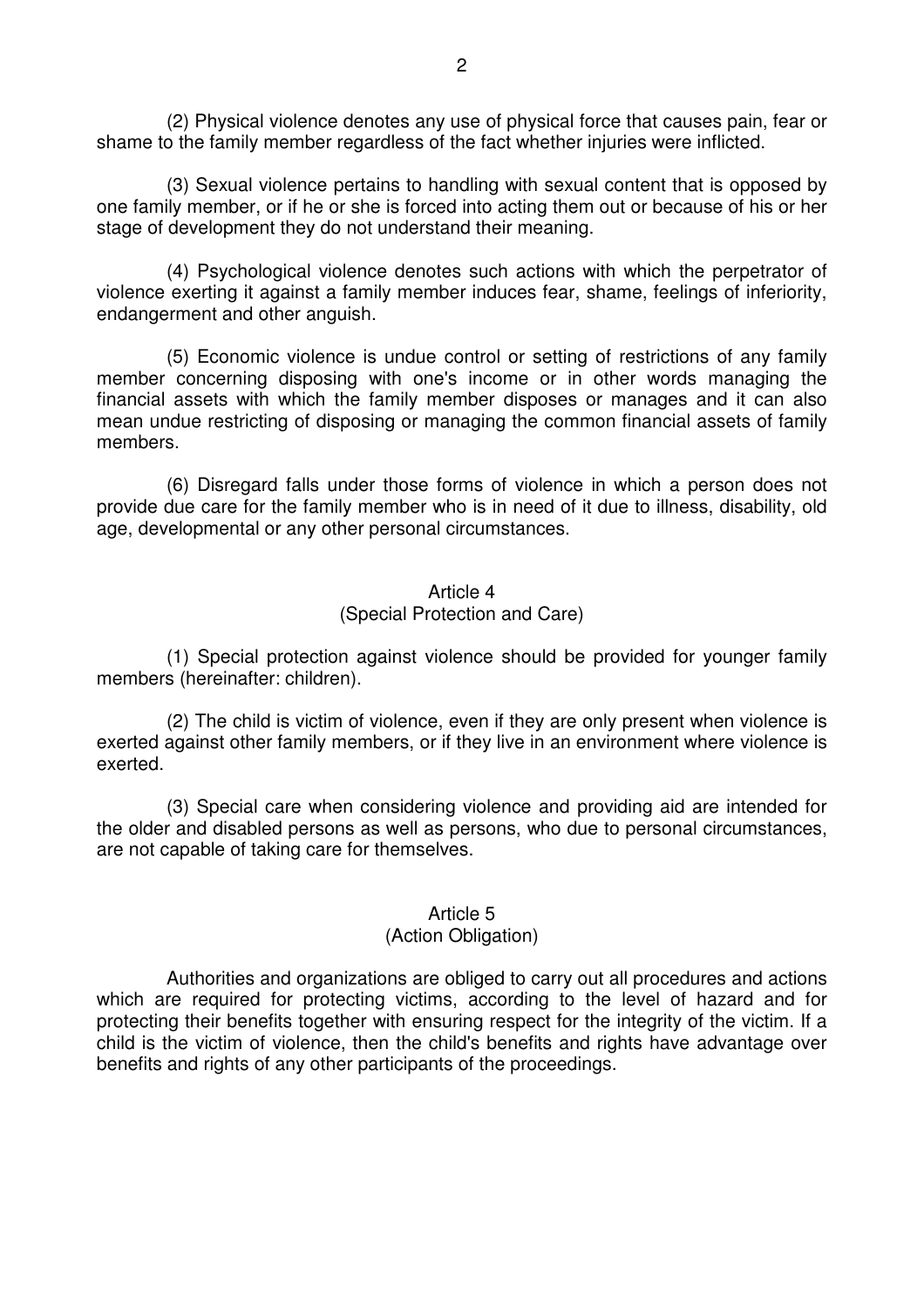(2) Physical violence denotes any use of physical force that causes pain, fear or shame to the family member regardless of the fact whether injuries were inflicted.

(3) Sexual violence pertains to handling with sexual content that is opposed by one family member, or if he or she is forced into acting them out or because of his or her stage of development they do not understand their meaning.

(4) Psychological violence denotes such actions with which the perpetrator of violence exerting it against a family member induces fear, shame, feelings of inferiority, endangerment and other anguish.

(5) Economic violence is undue control or setting of restrictions of any family member concerning disposing with one's income or in other words managing the financial assets with which the family member disposes or manages and it can also mean undue restricting of disposing or managing the common financial assets of family members.

(6) Disregard falls under those forms of violence in which a person does not provide due care for the family member who is in need of it due to illness, disability, old age, developmental or any other personal circumstances.

### Article 4
### (Special Protection and Care)

(1) Special protection against violence should be provided for younger family members (hereinafter: children).

(2) The child is victim of violence, even if they are only present when violence is exerted against other family members, or if they live in an environment where violence is exerted.

(3) Special care when considering violence and providing aid are intended for the older and disabled persons as well as persons, who due to personal circumstances, are not capable of taking care for themselves.

### Article 5
### (Action Obligation)

Authorities and organizations are obliged to carry out all procedures and actions which are required for protecting victims, according to the level of hazard and for protecting their benefits together with ensuring respect for the integrity of the victim. If a child is the victim of violence, then the child's benefits and rights have advantage over benefits and rights of any other participants of the proceedings.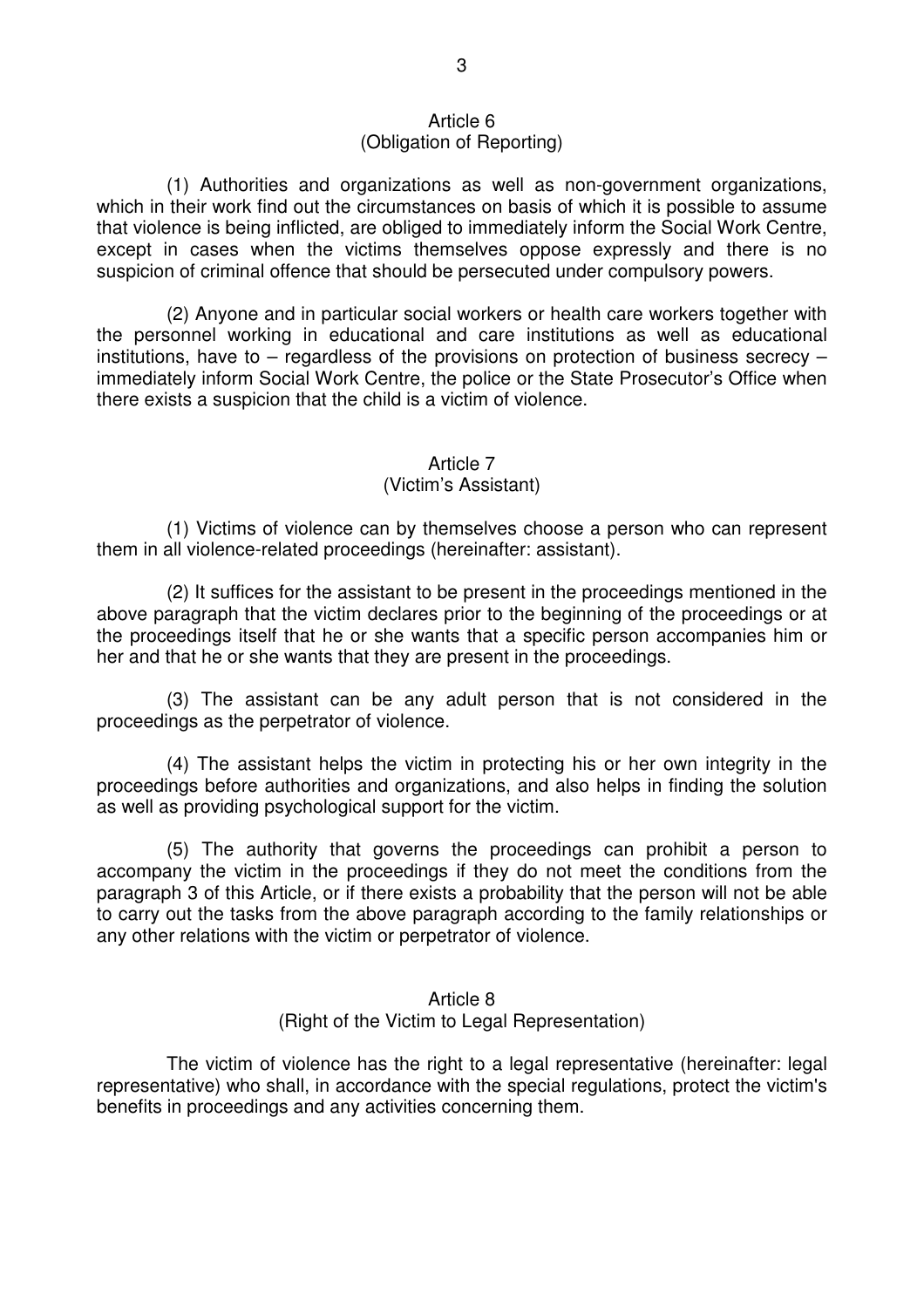## Article 6
### (Obligation of Reporting)

(1) Authorities and organizations as well as non-government organizations, which in their work find out the circumstances on basis of which it is possible to assume that violence is being inflicted, are obliged to immediately inform the Social Work Centre, except in cases when the victims themselves oppose expressly and there is no suspicion of criminal offence that should be persecuted under compulsory powers.

(2) Anyone and in particular social workers or health care workers together with the personnel working in educational and care institutions as well as educational institutions, have to – regardless of the provisions on protection of business secrecy – immediately inform Social Work Centre, the police or the State Prosecutor's Office when there exists a suspicion that the child is a victim of violence.

## Article 7
### (Victim's Assistant)

(1) Victims of violence can by themselves choose a person who can represent them in all violence-related proceedings (hereinafter: assistant).

(2) It suffices for the assistant to be present in the proceedings mentioned in the above paragraph that the victim declares prior to the beginning of the proceedings or at the proceedings itself that he or she wants that a specific person accompanies him or her and that he or she wants that they are present in the proceedings.

(3) The assistant can be any adult person that is not considered in the proceedings as the perpetrator of violence.

(4) The assistant helps the victim in protecting his or her own integrity in the proceedings before authorities and organizations, and also helps in finding the solution as well as providing psychological support for the victim.

(5) The authority that governs the proceedings can prohibit a person to accompany the victim in the proceedings if they do not meet the conditions from the paragraph 3 of this Article, or if there exists a probability that the person will not be able to carry out the tasks from the above paragraph according to the family relationships or any other relations with the victim or perpetrator of violence.

## Article 8
### (Right of the Victim to Legal Representation)

The victim of violence has the right to a legal representative (hereinafter: legal representative) who shall, in accordance with the special regulations, protect the victim's benefits in proceedings and any activities concerning them.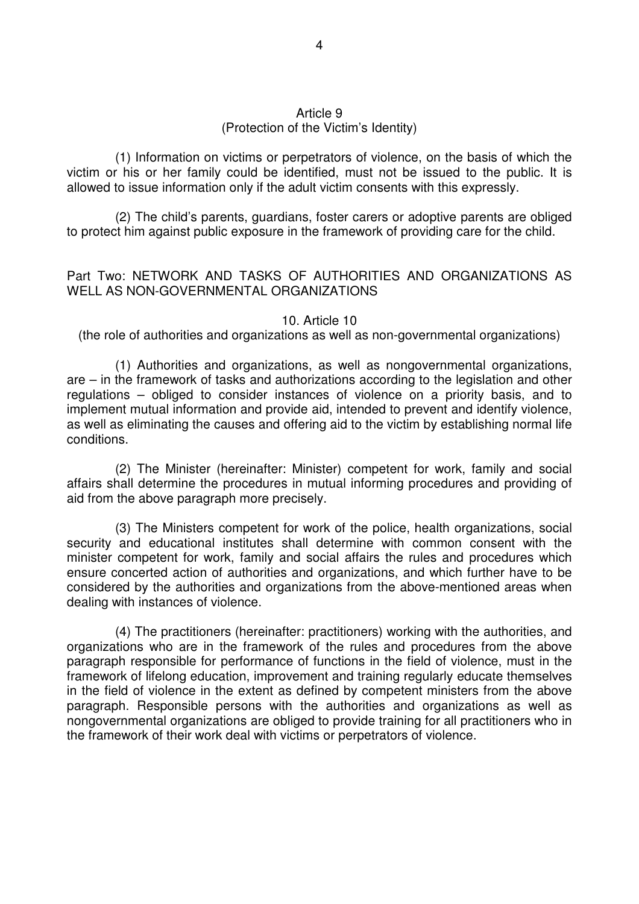### Article 9
### (Protection of the Victim's Identity)

(1) Information on victims or perpetrators of violence, on the basis of which the victim or his or her family could be identified, must not be issued to the public. It is allowed to issue information only if the adult victim consents with this expressly.

(2) The child's parents, guardians, foster carers or adoptive parents are obliged to protect him against public exposure in the framework of providing care for the child.

## Part Two: NETWORK AND TASKS OF AUTHORITIES AND ORGANIZATIONS AS WELL AS NON-GOVERNMENTAL ORGANIZATIONS

### 10. Article 10
### (the role of authorities and organizations as well as non-governmental organizations)

(1) Authorities and organizations, as well as nongovernmental organizations, are – in the framework of tasks and authorizations according to the legislation and other regulations – obliged to consider instances of violence on a priority basis, and to implement mutual information and provide aid, intended to prevent and identify violence, as well as eliminating the causes and offering aid to the victim by establishing normal life conditions.

(2) The Minister (hereinafter: Minister) competent for work, family and social affairs shall determine the procedures in mutual informing procedures and providing of aid from the above paragraph more precisely.

(3) The Ministers competent for work of the police, health organizations, social security and educational institutes shall determine with common consent with the minister competent for work, family and social affairs the rules and procedures which ensure concerted action of authorities and organizations, and which further have to be considered by the authorities and organizations from the above-mentioned areas when dealing with instances of violence.

(4) The practitioners (hereinafter: practitioners) working with the authorities, and organizations who are in the framework of the rules and procedures from the above paragraph responsible for performance of functions in the field of violence, must in the framework of lifelong education, improvement and training regularly educate themselves in the field of violence in the extent as defined by competent ministers from the above paragraph. Responsible persons with the authorities and organizations as well as nongovernmental organizations are obliged to provide training for all practitioners who in the framework of their work deal with victims or perpetrators of violence.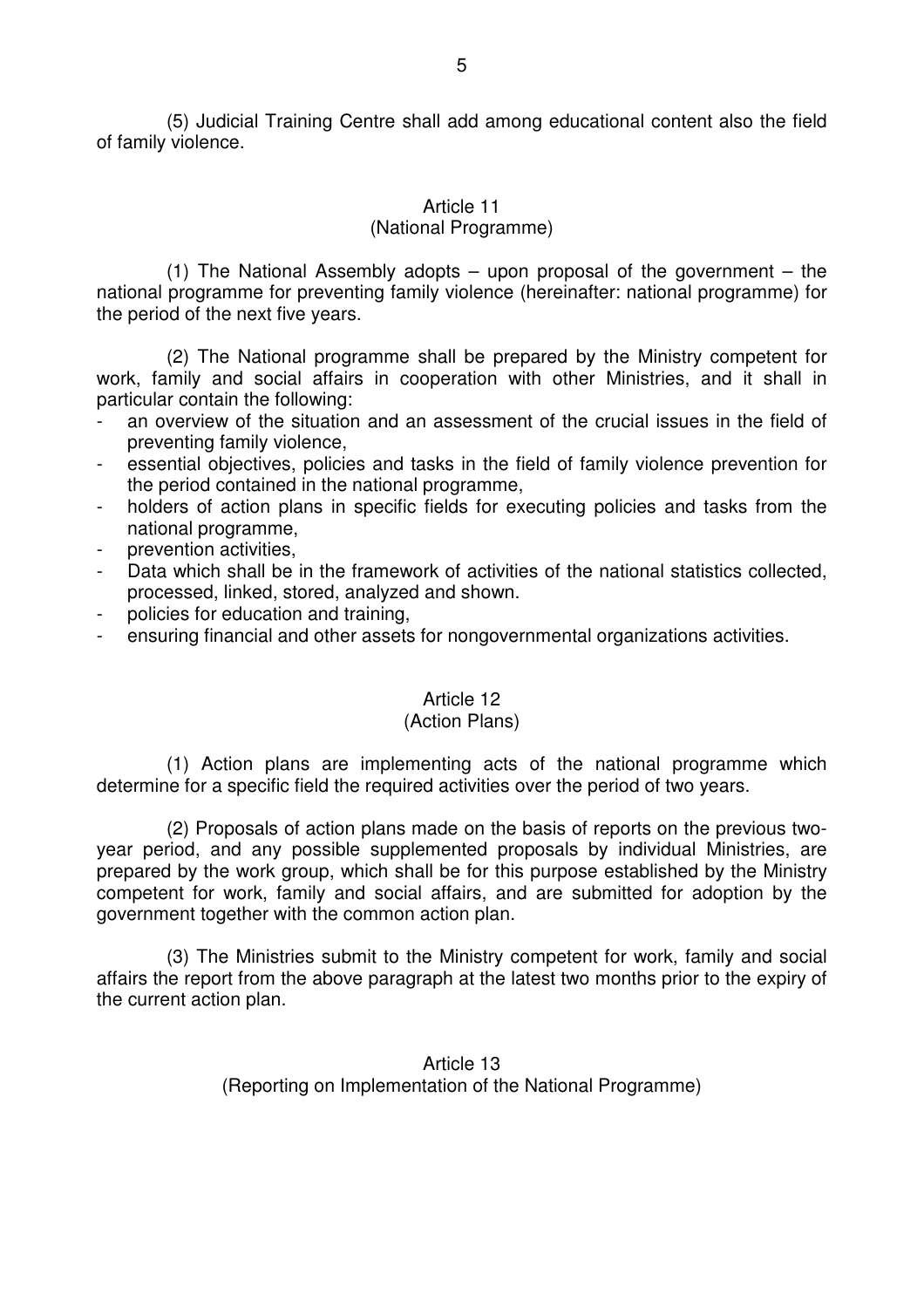(5) Judicial Training Centre shall add among educational content also the field of family violence.

## Article 11
(National Programme)

(1) The National Assembly adopts – upon proposal of the government – the national programme for preventing family violence (hereinafter: national programme) for the period of the next five years.

(2) The National programme shall be prepared by the Ministry competent for work, family and social affairs in cooperation with other Ministries, and it shall in particular contain the following:

- an overview of the situation and an assessment of the crucial issues in the field of preventing family violence,
- essential objectives, policies and tasks in the field of family violence prevention for the period contained in the national programme,
- holders of action plans in specific fields for executing policies and tasks from the national programme,
- prevention activities,
- Data which shall be in the framework of activities of the national statistics collected, processed, linked, stored, analyzed and shown.
- policies for education and training,
- ensuring financial and other assets for nongovernmental organizations activities.

## Article 12
(Action Plans)

(1) Action plans are implementing acts of the national programme which determine for a specific field the required activities over the period of two years.

(2) Proposals of action plans made on the basis of reports on the previous two-year period, and any possible supplemented proposals by individual Ministries, are prepared by the work group, which shall be for this purpose established by the Ministry competent for work, family and social affairs, and are submitted for adoption by the government together with the common action plan.

(3) The Ministries submit to the Ministry competent for work, family and social affairs the report from the above paragraph at the latest two months prior to the expiry of the current action plan.

## Article 13
(Reporting on Implementation of the National Programme)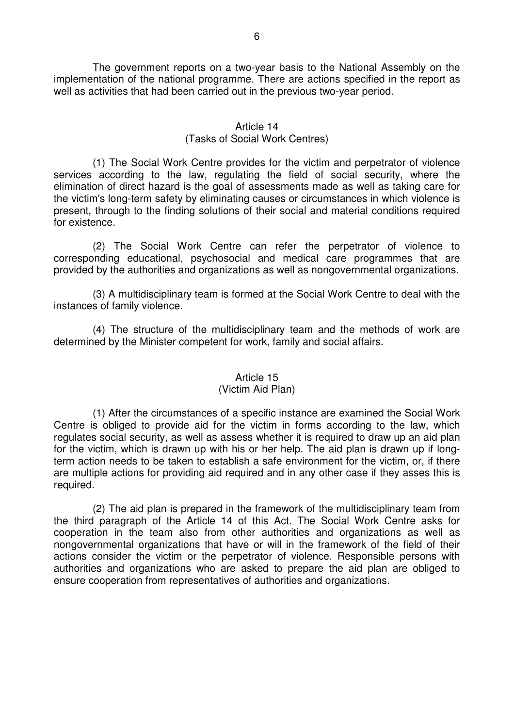The government reports on a two-year basis to the National Assembly on the implementation of the national programme. There are actions specified in the report as well as activities that had been carried out in the previous two-year period.

### Article 14
### (Tasks of Social Work Centres)

(1) The Social Work Centre provides for the victim and perpetrator of violence services according to the law, regulating the field of social security, where the elimination of direct hazard is the goal of assessments made as well as taking care for the victim's long-term safety by eliminating causes or circumstances in which violence is present, through to the finding solutions of their social and material conditions required for existence.

(2) The Social Work Centre can refer the perpetrator of violence to corresponding educational, psychosocial and medical care programmes that are provided by the authorities and organizations as well as nongovernmental organizations.

(3) A multidisciplinary team is formed at the Social Work Centre to deal with the instances of family violence.

(4) The structure of the multidisciplinary team and the methods of work are determined by the Minister competent for work, family and social affairs.

### Article 15
### (Victim Aid Plan)

(1) After the circumstances of a specific instance are examined the Social Work Centre is obliged to provide aid for the victim in forms according to the law, which regulates social security, as well as assess whether it is required to draw up an aid plan for the victim, which is drawn up with his or her help. The aid plan is drawn up if long-term action needs to be taken to establish a safe environment for the victim, or, if there are multiple actions for providing aid required and in any other case if they asses this is required.

(2) The aid plan is prepared in the framework of the multidisciplinary team from the third paragraph of the Article 14 of this Act. The Social Work Centre asks for cooperation in the team also from other authorities and organizations as well as nongovernmental organizations that have or will in the framework of the field of their actions consider the victim or the perpetrator of violence. Responsible persons with authorities and organizations who are asked to prepare the aid plan are obliged to ensure cooperation from representatives of authorities and organizations.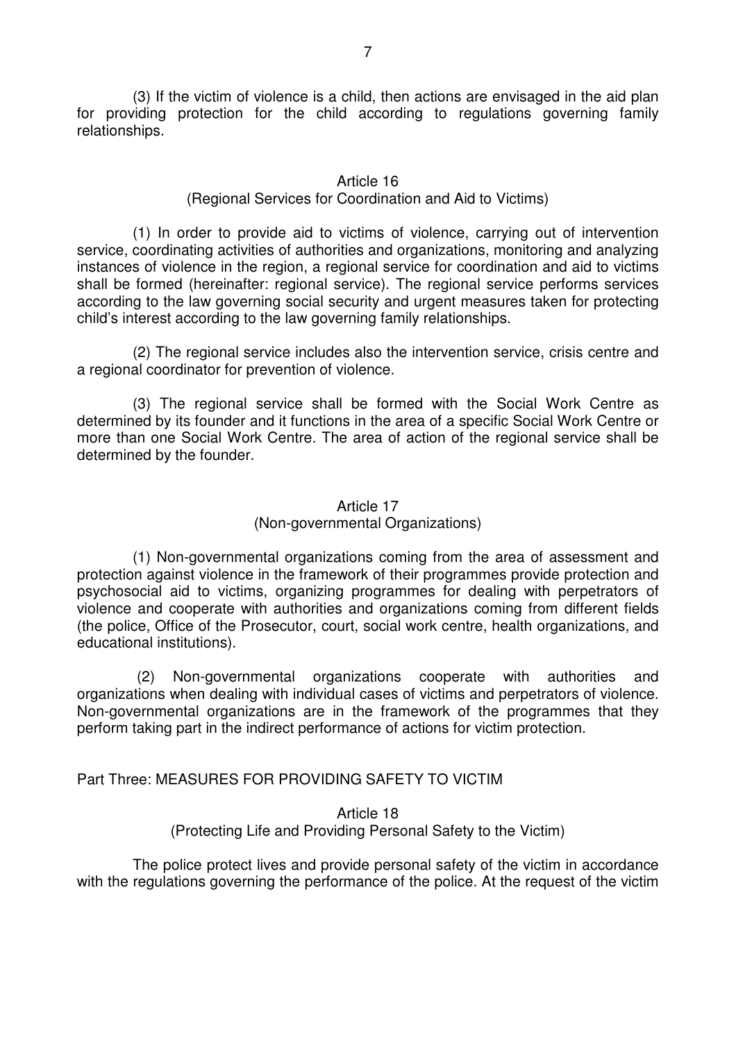(3) If the victim of violence is a child, then actions are envisaged in the aid plan for providing protection for the child according to regulations governing family relationships.

### Article 16
### (Regional Services for Coordination and Aid to Victims)

(1) In order to provide aid to victims of violence, carrying out of intervention service, coordinating activities of authorities and organizations, monitoring and analyzing instances of violence in the region, a regional service for coordination and aid to victims shall be formed (hereinafter: regional service). The regional service performs services according to the law governing social security and urgent measures taken for protecting child's interest according to the law governing family relationships.

(2) The regional service includes also the intervention service, crisis centre and a regional coordinator for prevention of violence.

(3) The regional service shall be formed with the Social Work Centre as determined by its founder and it functions in the area of a specific Social Work Centre or more than one Social Work Centre. The area of action of the regional service shall be determined by the founder.

### Article 17
### (Non-governmental Organizations)

(1) Non-governmental organizations coming from the area of assessment and protection against violence in the framework of their programmes provide protection and psychosocial aid to victims, organizing programmes for dealing with perpetrators of violence and cooperate with authorities and organizations coming from different fields (the police, Office of the Prosecutor, court, social work centre, health organizations, and educational institutions).

(2) Non-governmental organizations cooperate with authorities and organizations when dealing with individual cases of victims and perpetrators of violence. Non-governmental organizations are in the framework of the programmes that they perform taking part in the indirect performance of actions for victim protection.

## Part Three: MEASURES FOR PROVIDING SAFETY TO VICTIM

### Article 18
### (Protecting Life and Providing Personal Safety to the Victim)

The police protect lives and provide personal safety of the victim in accordance with the regulations governing the performance of the police. At the request of the victim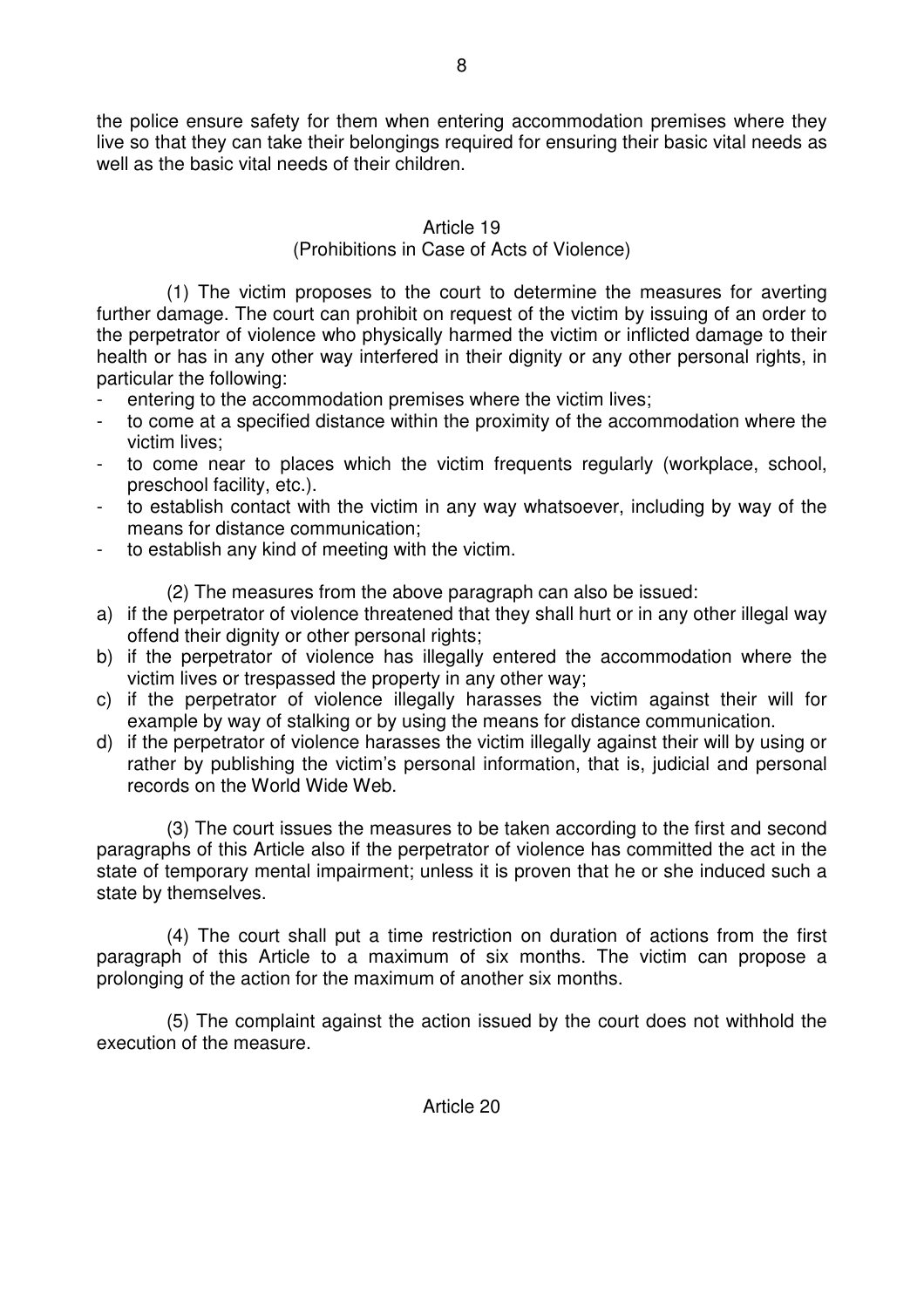the police ensure safety for them when entering accommodation premises where they live so that they can take their belongings required for ensuring their basic vital needs as well as the basic vital needs of their children.

## Article 19
### (Prohibitions in Case of Acts of Violence)

(1) The victim proposes to the court to determine the measures for averting further damage. The court can prohibit on request of the victim by issuing of an order to the perpetrator of violence who physically harmed the victim or inflicted damage to their health or has in any other way interfered in their dignity or any other personal rights, in particular the following:

- entering to the accommodation premises where the victim lives;
- to come at a specified distance within the proximity of the accommodation where the victim lives;
- to come near to places which the victim frequents regularly (workplace, school, preschool facility, etc.).
- to establish contact with the victim in any way whatsoever, including by way of the means for distance communication;
- to establish any kind of meeting with the victim.

(2) The measures from the above paragraph can also be issued:

a) if the perpetrator of violence threatened that they shall hurt or in any other illegal way offend their dignity or other personal rights;
b) if the perpetrator of violence has illegally entered the accommodation where the victim lives or trespassed the property in any other way;
c) if the perpetrator of violence illegally harasses the victim against their will for example by way of stalking or by using the means for distance communication.
d) if the perpetrator of violence harasses the victim illegally against their will by using or rather by publishing the victim's personal information, that is, judicial and personal records on the World Wide Web.

(3) The court issues the measures to be taken according to the first and second paragraphs of this Article also if the perpetrator of violence has committed the act in the state of temporary mental impairment; unless it is proven that he or she induced such a state by themselves.

(4) The court shall put a time restriction on duration of actions from the first paragraph of this Article to a maximum of six months. The victim can propose a prolonging of the action for the maximum of another six months.

(5) The complaint against the action issued by the court does not withhold the execution of the measure.

## Article 20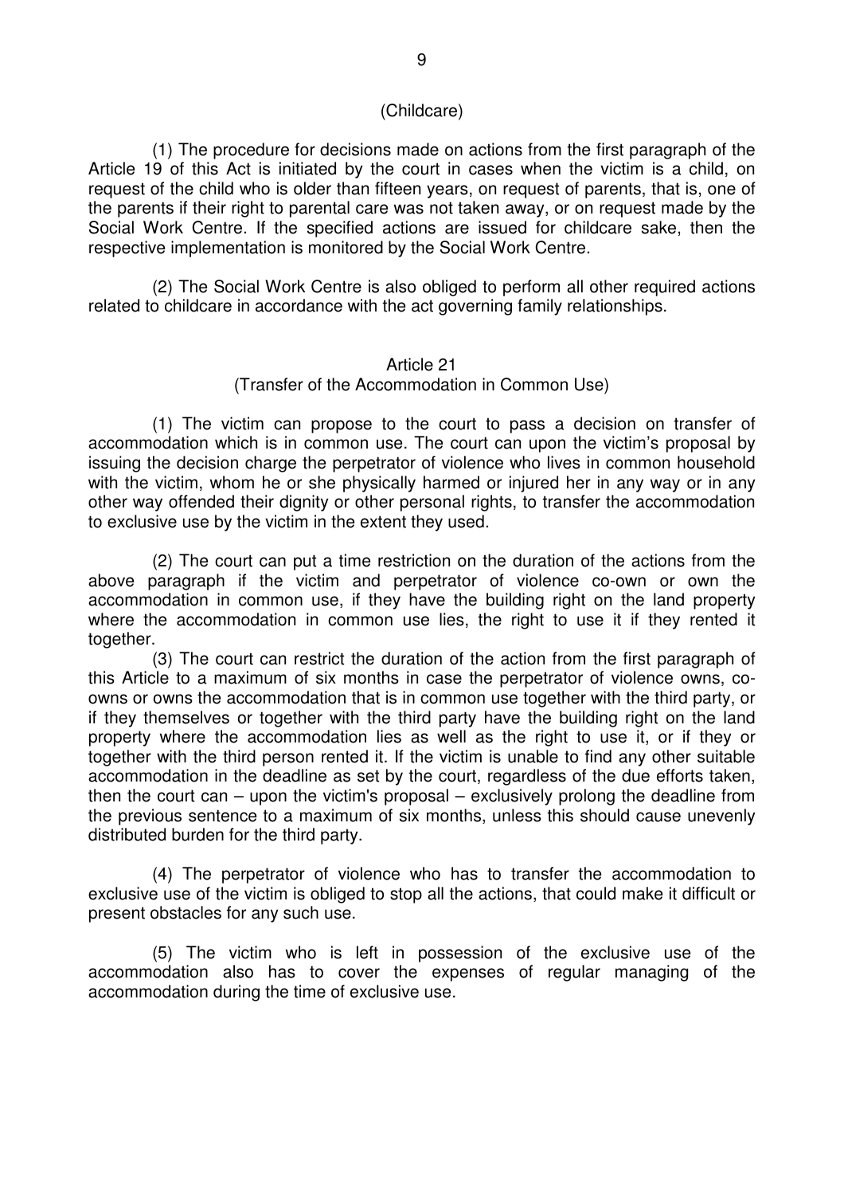(Childcare)

(1) The procedure for decisions made on actions from the first paragraph of the Article 19 of this Act is initiated by the court in cases when the victim is a child, on request of the child who is older than fifteen years, on request of parents, that is, one of the parents if their right to parental care was not taken away, or on request made by the Social Work Centre. If the specified actions are issued for childcare sake, then the respective implementation is monitored by the Social Work Centre.

(2) The Social Work Centre is also obliged to perform all other required actions related to childcare in accordance with the act governing family relationships.

Article 21
(Transfer of the Accommodation in Common Use)

(1) The victim can propose to the court to pass a decision on transfer of accommodation which is in common use. The court can upon the victim's proposal by issuing the decision charge the perpetrator of violence who lives in common household with the victim, whom he or she physically harmed or injured her in any way or in any other way offended their dignity or other personal rights, to transfer the accommodation to exclusive use by the victim in the extent they used.

(2) The court can put a time restriction on the duration of the actions from the above paragraph if the victim and perpetrator of violence co-own or own the accommodation in common use, if they have the building right on the land property where the accommodation in common use lies, the right to use it if they rented it together.

(3) The court can restrict the duration of the action from the first paragraph of this Article to a maximum of six months in case the perpetrator of violence owns, co-owns or owns the accommodation that is in common use together with the third party, or if they themselves or together with the third party have the building right on the land property where the accommodation lies as well as the right to use it, or if they or together with the third person rented it. If the victim is unable to find any other suitable accommodation in the deadline as set by the court, regardless of the due efforts taken, then the court can – upon the victim's proposal – exclusively prolong the deadline from the previous sentence to a maximum of six months, unless this should cause unevenly distributed burden for the third party.

(4) The perpetrator of violence who has to transfer the accommodation to exclusive use of the victim is obliged to stop all the actions, that could make it difficult or present obstacles for any such use.

(5) The victim who is left in possession of the exclusive use of the accommodation also has to cover the expenses of regular managing of the accommodation during the time of exclusive use.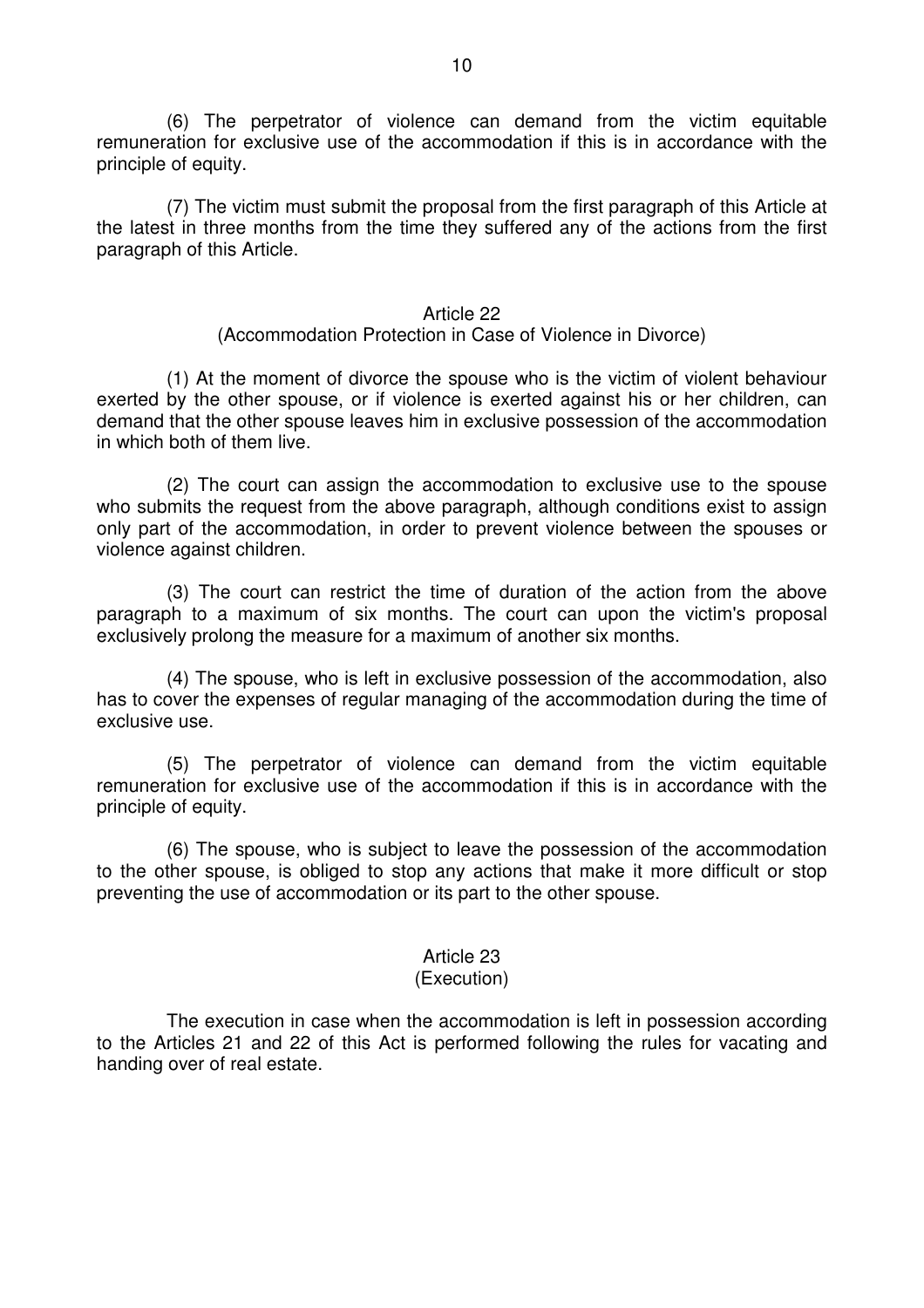(6) The perpetrator of violence can demand from the victim equitable remuneration for exclusive use of the accommodation if this is in accordance with the principle of equity.

(7) The victim must submit the proposal from the first paragraph of this Article at the latest in three months from the time they suffered any of the actions from the first paragraph of this Article.

### Article 22
### (Accommodation Protection in Case of Violence in Divorce)

(1) At the moment of divorce the spouse who is the victim of violent behaviour exerted by the other spouse, or if violence is exerted against his or her children, can demand that the other spouse leaves him in exclusive possession of the accommodation in which both of them live.

(2) The court can assign the accommodation to exclusive use to the spouse who submits the request from the above paragraph, although conditions exist to assign only part of the accommodation, in order to prevent violence between the spouses or violence against children.

(3) The court can restrict the time of duration of the action from the above paragraph to a maximum of six months. The court can upon the victim's proposal exclusively prolong the measure for a maximum of another six months.

(4) The spouse, who is left in exclusive possession of the accommodation, also has to cover the expenses of regular managing of the accommodation during the time of exclusive use.

(5) The perpetrator of violence can demand from the victim equitable remuneration for exclusive use of the accommodation if this is in accordance with the principle of equity.

(6) The spouse, who is subject to leave the possession of the accommodation to the other spouse, is obliged to stop any actions that make it more difficult or stop preventing the use of accommodation or its part to the other spouse.

### Article 23
### (Execution)

The execution in case when the accommodation is left in possession according to the Articles 21 and 22 of this Act is performed following the rules for vacating and handing over of real estate.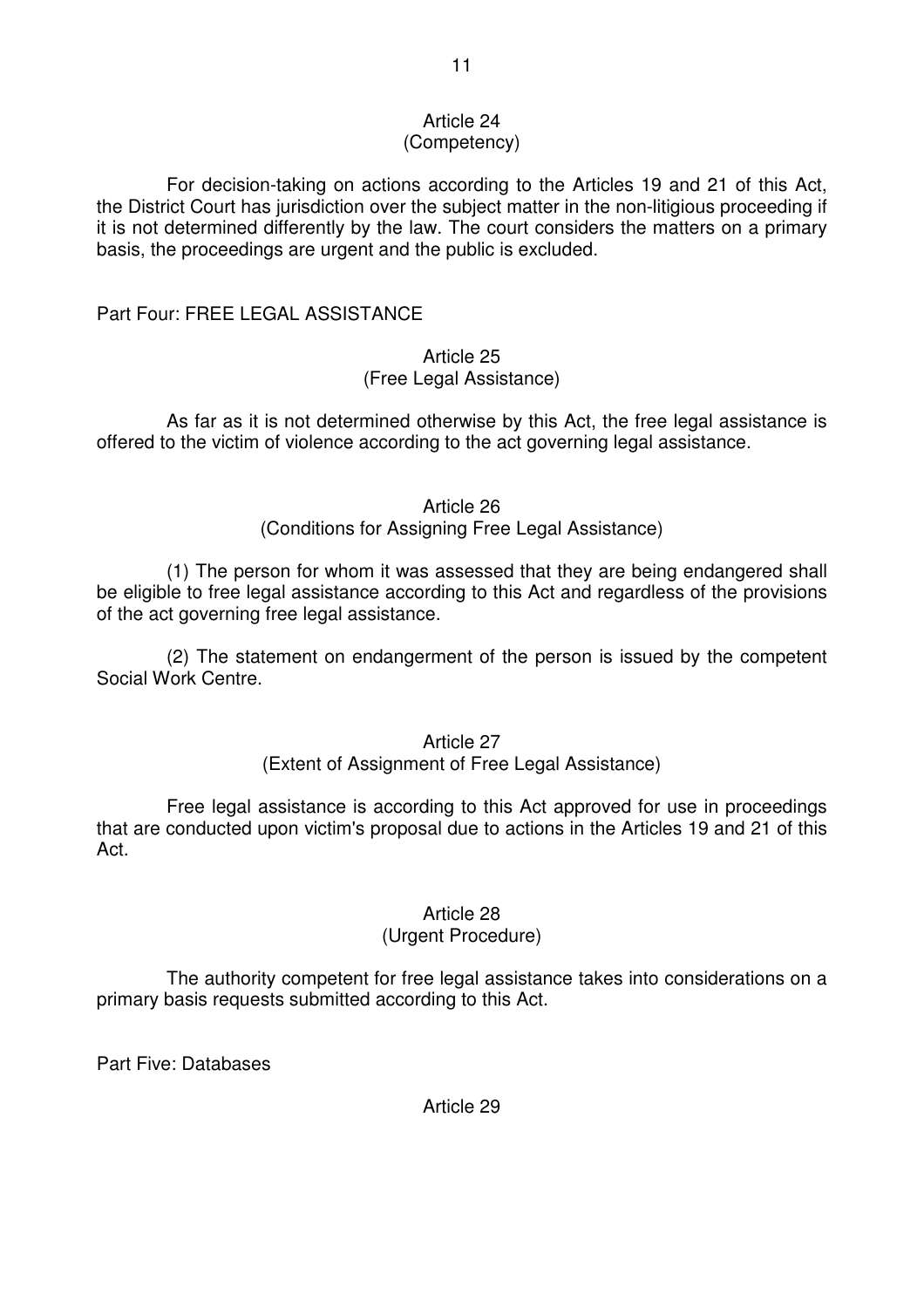### Article 24
(Competency)

For decision-taking on actions according to the Articles 19 and 21 of this Act, the District Court has jurisdiction over the subject matter in the non-litigious proceeding if it is not determined differently by the law. The court considers the matters on a primary basis, the proceedings are urgent and the public is excluded.

## Part Four: FREE LEGAL ASSISTANCE

### Article 25
(Free Legal Assistance)

As far as it is not determined otherwise by this Act, the free legal assistance is offered to the victim of violence according to the act governing legal assistance.

### Article 26
(Conditions for Assigning Free Legal Assistance)

(1) The person for whom it was assessed that they are being endangered shall be eligible to free legal assistance according to this Act and regardless of the provisions of the act governing free legal assistance.

(2) The statement on endangerment of the person is issued by the competent Social Work Centre.

### Article 27
(Extent of Assignment of Free Legal Assistance)

Free legal assistance is according to this Act approved for use in proceedings that are conducted upon victim's proposal due to actions in the Articles 19 and 21 of this Act.

### Article 28
(Urgent Procedure)

The authority competent for free legal assistance takes into considerations on a primary basis requests submitted according to this Act.

## Part Five: Databases

### Article 29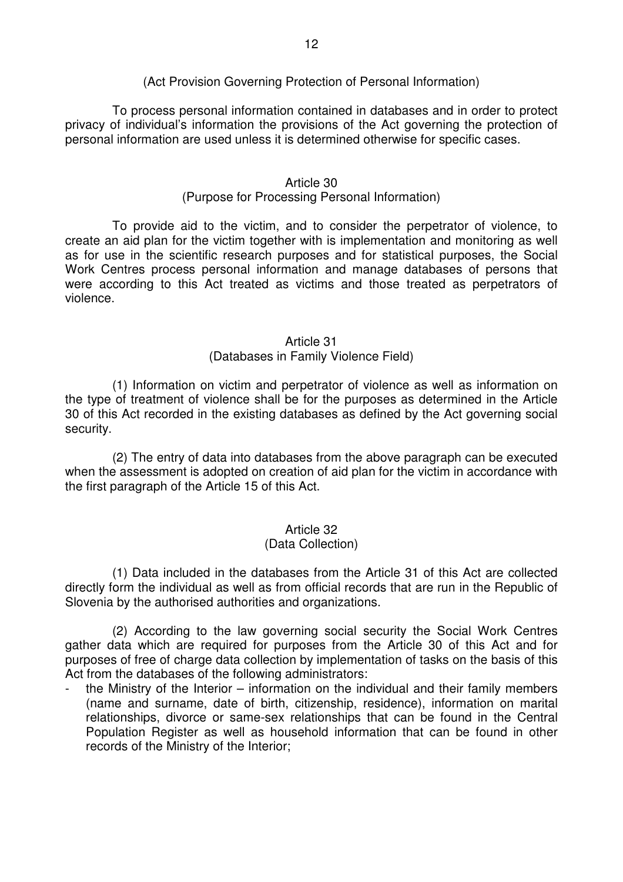(Act Provision Governing Protection of Personal Information)

To process personal information contained in databases and in order to protect privacy of individual's information the provisions of the Act governing the protection of personal information are used unless it is determined otherwise for specific cases.

### Article 30
### (Purpose for Processing Personal Information)

To provide aid to the victim, and to consider the perpetrator of violence, to create an aid plan for the victim together with is implementation and monitoring as well as for use in the scientific research purposes and for statistical purposes, the Social Work Centres process personal information and manage databases of persons that were according to this Act treated as victims and those treated as perpetrators of violence.

### Article 31
### (Databases in Family Violence Field)

(1) Information on victim and perpetrator of violence as well as information on the type of treatment of violence shall be for the purposes as determined in the Article 30 of this Act recorded in the existing databases as defined by the Act governing social security.

(2) The entry of data into databases from the above paragraph can be executed when the assessment is adopted on creation of aid plan for the victim in accordance with the first paragraph of the Article 15 of this Act.

### Article 32
### (Data Collection)

(1) Data included in the databases from the Article 31 of this Act are collected directly form the individual as well as from official records that are run in the Republic of Slovenia by the authorised authorities and organizations.

(2) According to the law governing social security the Social Work Centres gather data which are required for purposes from the Article 30 of this Act and for purposes of free of charge data collection by implementation of tasks on the basis of this Act from the databases of the following administrators:

- the Ministry of the Interior – information on the individual and their family members (name and surname, date of birth, citizenship, residence), information on marital relationships, divorce or same-sex relationships that can be found in the Central Population Register as well as household information that can be found in other records of the Ministry of the Interior;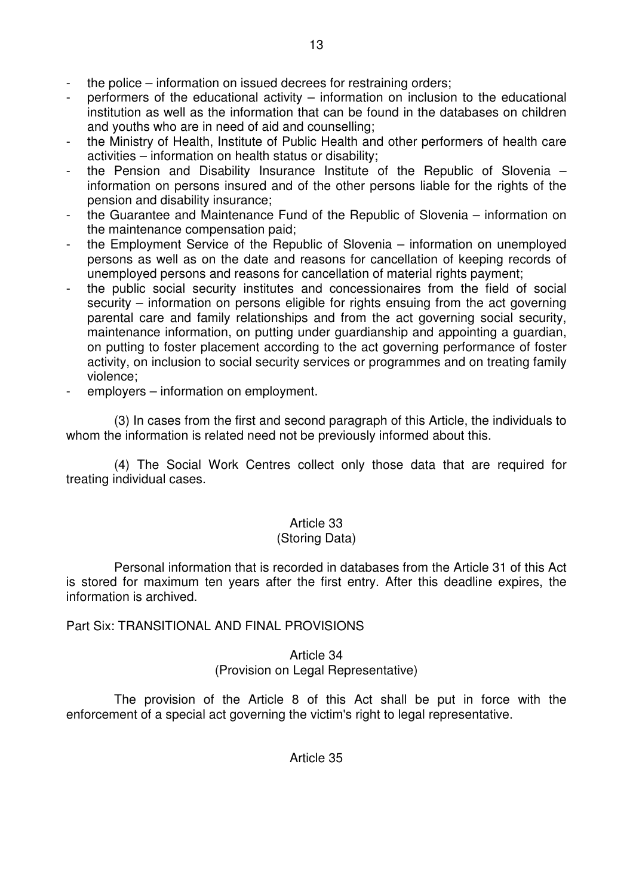- the police – information on issued decrees for restraining orders;
- performers of the educational activity – information on inclusion to the educational institution as well as the information that can be found in the databases on children and youths who are in need of aid and counselling;
- the Ministry of Health, Institute of Public Health and other performers of health care activities – information on health status or disability;
- the Pension and Disability Insurance Institute of the Republic of Slovenia – information on persons insured and of the other persons liable for the rights of the pension and disability insurance;
- the Guarantee and Maintenance Fund of the Republic of Slovenia – information on the maintenance compensation paid;
- the Employment Service of the Republic of Slovenia – information on unemployed persons as well as on the date and reasons for cancellation of keeping records of unemployed persons and reasons for cancellation of material rights payment;
- the public social security institutes and concessionaires from the field of social security – information on persons eligible for rights ensuing from the act governing parental care and family relationships and from the act governing social security, maintenance information, on putting under guardianship and appointing a guardian, on putting to foster placement according to the act governing performance of foster activity, on inclusion to social security services or programmes and on treating family violence;
- employers – information on employment.

(3) In cases from the first and second paragraph of this Article, the individuals to whom the information is related need not be previously informed about this.

(4) The Social Work Centres collect only those data that are required for treating individual cases.

Article 33
(Storing Data)

Personal information that is recorded in databases from the Article 31 of this Act is stored for maximum ten years after the first entry. After this deadline expires, the information is archived.

## Part Six: TRANSITIONAL AND FINAL PROVISIONS

Article 34
(Provision on Legal Representative)

The provision of the Article 8 of this Act shall be put in force with the enforcement of a special act governing the victim's right to legal representative.

Article 35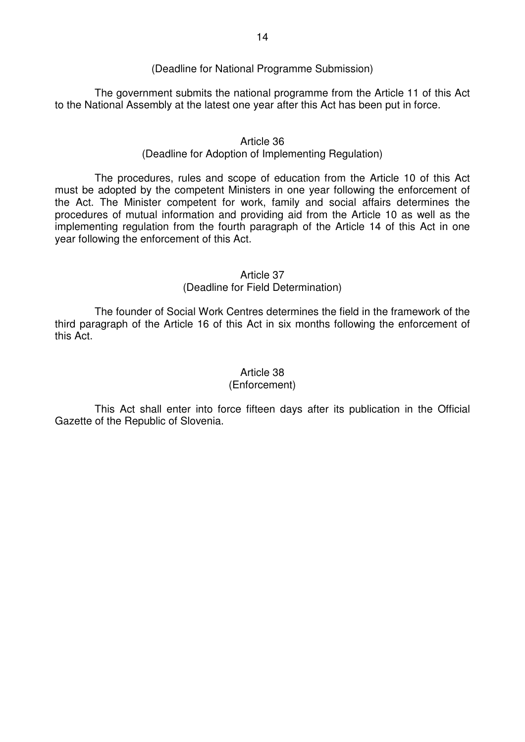(Deadline for National Programme Submission)

The government submits the national programme from the Article 11 of this Act to the National Assembly at the latest one year after this Act has been put in force.

Article 36
(Deadline for Adoption of Implementing Regulation)

The procedures, rules and scope of education from the Article 10 of this Act must be adopted by the competent Ministers in one year following the enforcement of the Act. The Minister competent for work, family and social affairs determines the procedures of mutual information and providing aid from the Article 10 as well as the implementing regulation from the fourth paragraph of the Article 14 of this Act in one year following the enforcement of this Act.

Article 37
(Deadline for Field Determination)

The founder of Social Work Centres determines the field in the framework of the third paragraph of the Article 16 of this Act in six months following the enforcement of this Act.

Article 38
(Enforcement)

This Act shall enter into force fifteen days after its publication in the Official Gazette of the Republic of Slovenia.